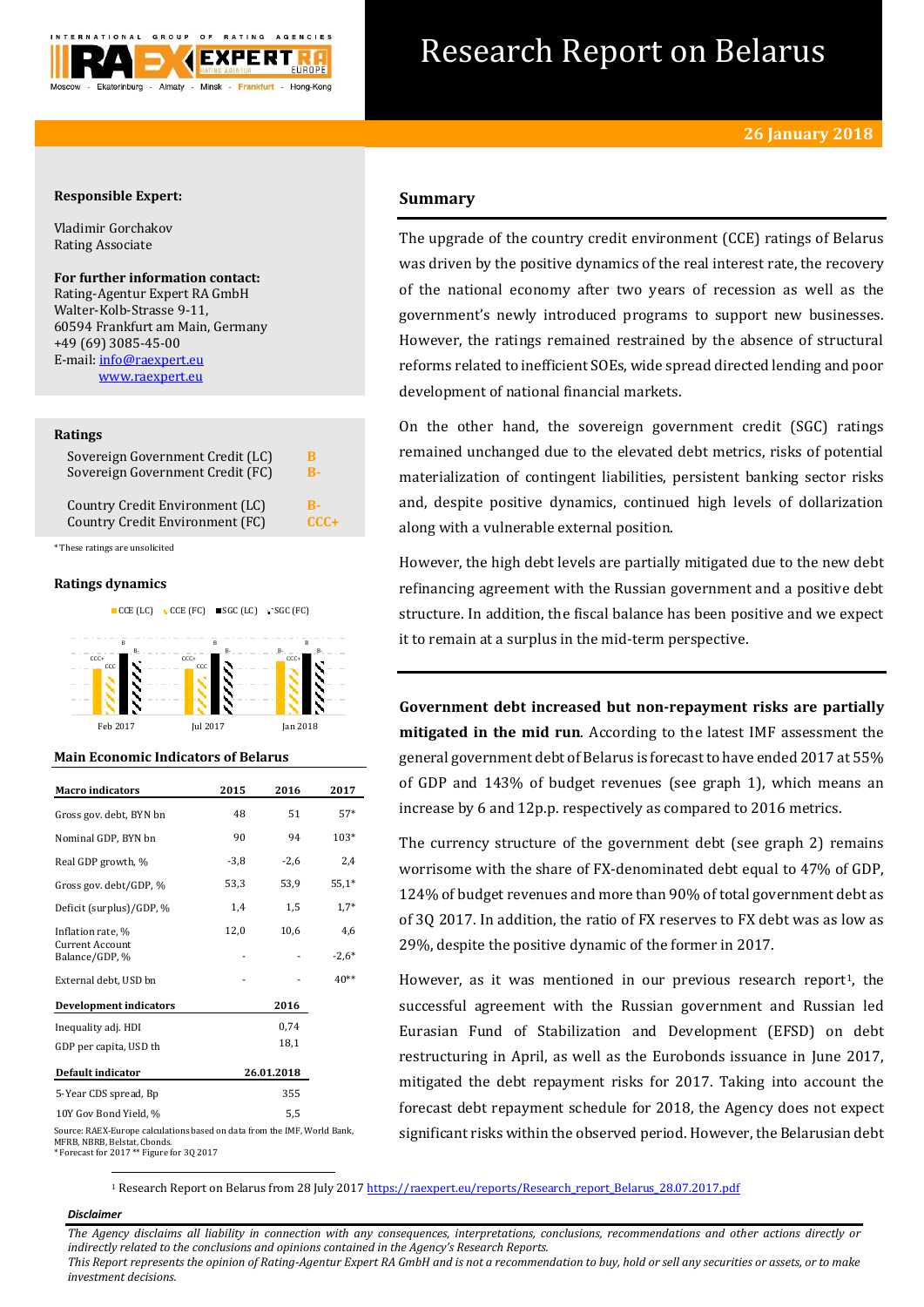# Research Report on Belarus

**26 January 2018**

**Responsible Expert:**

Vladimir Gorchakov
Rating Associate

**For further information contact:**
Rating-Agentur Expert RA GmbH
Walter-Kolb-Strasse 9-11,
60594 Frankfurt am Main, Germany
+49 (69) 3085-45-00
E-mail: info@raexpert.eu
www.raexpert.eu

**Ratings**

| | |
|---|---|
| Sovereign Government Credit (LC) | B |
| Sovereign Government Credit (FC) | B- |
| Country Credit Environment (LC) | B- |
| Country Credit Environment (FC) | CCC+ |

*These ratings are unsolicited

**Ratings dynamics**

| | CCE (LC) | CCE (FC) | SGC (LC) | SGC (FC) |
|---|---|---|---|---|
| Feb 2017 | CCC+ | CCC | B | B- |
| Jul 2017 | CCC+ | CCC | B | B- |
| Jan 2018 | B- | CCC+ | B | B- |

**Main Economic Indicators of Belarus**

| Macro indicators | 2015 | 2016 | 2017 |
|---|---|---|---|
| Gross gov. debt, BYN bn | 48 | 51 | 57* |
| Nominal GDP, BYN bn | 90 | 94 | 103* |
| Real GDP growth, % | -3,8 | -2,6 | 2,4 |
| Gross gov. debt/GDP, % | 53,3 | 53,9 | 55,1* |
| Deficit (surplus)/GDP, % | 1,4 | 1,5 | 1,7* |
| Inflation rate, % | 12,0 | 10,6 | 4,6 |
| Current Account Balance/GDP, % | - | - | -2,6* |
| External debt, USD bn | - | - | 40** |
| **Development indicators** | | **2016** | |
| Inequality adj. HDI | | 0,74 | |
| GDP per capita, USD th | | 18,1 | |
| **Default indicator** | | **26.01.2018** | |
| 5-Year CDS spread, Bp | | 355 | |
| 10Y Gov Bond Yield, % | | 5,5 | |

Source: RAEX-Europe calculations based on data from the IMF, World Bank, MFRB, NBRB, Belstat, Cbonds.
* Forecast for 2017 ** Figure for 3Q 2017

## Summary

The upgrade of the country credit environment (CCE) ratings of Belarus was driven by the positive dynamics of the real interest rate, the recovery of the national economy after two years of recession as well as the government's newly introduced programs to support new businesses. However, the ratings remained restrained by the absence of structural reforms related to inefficient SOEs, wide spread directed lending and poor development of national financial markets.

On the other hand, the sovereign government credit (SGC) ratings remained unchanged due to the elevated debt metrics, risks of potential materialization of contingent liabilities, persistent banking sector risks and, despite positive dynamics, continued high levels of dollarization along with a vulnerable external position.

However, the high debt levels are partially mitigated due to the new debt refinancing agreement with the Russian government and a positive debt structure. In addition, the fiscal balance has been positive and we expect it to remain at a surplus in the mid-term perspective.

**Government debt increased but non-repayment risks are partially mitigated in the mid run**. According to the latest IMF assessment the general government debt of Belarus is forecast to have ended 2017 at 55% of GDP and 143% of budget revenues (see graph 1), which means an increase by 6 and 12p.p. respectively as compared to 2016 metrics.

The currency structure of the government debt (see graph 2) remains worrisome with the share of FX-denominated debt equal to 47% of GDP, 124% of budget revenues and more than 90% of total government debt as of 3Q 2017. In addition, the ratio of FX reserves to FX debt was as low as 29%, despite the positive dynamic of the former in 2017.

However, as it was mentioned in our previous research report[1], the successful agreement with the Russian government and Russian led Eurasian Fund of Stabilization and Development (EFSD) on debt restructuring in April, as well as the Eurobonds issuance in June 2017, mitigated the debt repayment risks for 2017. Taking into account the forecast debt repayment schedule for 2018, the Agency does not expect significant risks within the observed period. However, the Belarusian debt

[1] Research Report on Belarus from 28 July 2017 https://raexpert.eu/reports/Research_report_Belarus_28.07.2017.pdf

*Disclaimer*

*The Agency disclaims all liability in connection with any consequences, interpretations, conclusions, recommendations and other actions directly or indirectly related to the conclusions and opinions contained in the Agency's Research Reports.*
*This Report represents the opinion of Rating-Agentur Expert RA GmbH and is not a recommendation to buy, hold or sell any securities or assets, or to make investment decisions.*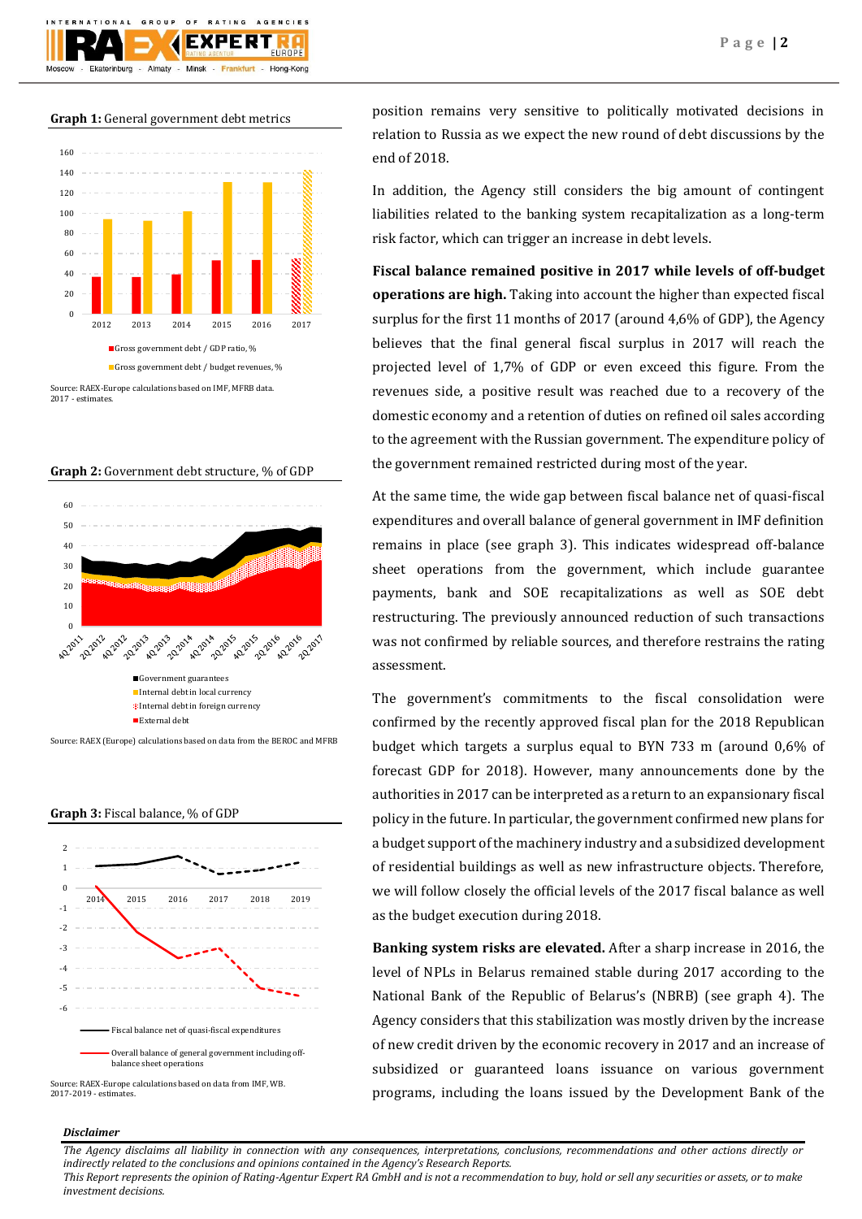**Graph 1:** General government debt metrics

Source: RAEX-Europe calculations based on IMF, MFRB data.
2017 - estimates.

**Graph 2:** Government debt structure, % of GDP

Source: RAEX (Europe) calculations based on data from the BEROC and MFRB

**Graph 3:** Fiscal balance, % of GDP

Source: RAEX-Europe calculations based on data from IMF, WB.
2017-2019 - estimates.

position remains very sensitive to politically motivated decisions in relation to Russia as we expect the new round of debt discussions by the end of 2018.

In addition, the Agency still considers the big amount of contingent liabilities related to the banking system recapitalization as a long-term risk factor, which can trigger an increase in debt levels.

**Fiscal balance remained positive in 2017 while levels of off-budget operations are high.** Taking into account the higher than expected fiscal surplus for the first 11 months of 2017 (around 4,6% of GDP), the Agency believes that the final general fiscal surplus in 2017 will reach the projected level of 1,7% of GDP or even exceed this figure. From the revenues side, a positive result was reached due to a recovery of the domestic economy and a retention of duties on refined oil sales according to the agreement with the Russian government. The expenditure policy of the government remained restricted during most of the year.

At the same time, the wide gap between fiscal balance net of quasi-fiscal expenditures and overall balance of general government in IMF definition remains in place (see graph 3). This indicates widespread off-balance sheet operations from the government, which include guarantee payments, bank and SOE recapitalizations as well as SOE debt restructuring. The previously announced reduction of such transactions was not confirmed by reliable sources, and therefore restrains the rating assessment.

The government's commitments to the fiscal consolidation were confirmed by the recently approved fiscal plan for the 2018 Republican budget which targets a surplus equal to BYN 733 m (around 0,6% of forecast GDP for 2018). However, many announcements done by the authorities in 2017 can be interpreted as a return to an expansionary fiscal policy in the future. In particular, the government confirmed new plans for a budget support of the machinery industry and a subsidized development of residential buildings as well as new infrastructure objects. Therefore, we will follow closely the official levels of the 2017 fiscal balance as well as the budget execution during 2018.

**Banking system risks are elevated.** After a sharp increase in 2016, the level of NPLs in Belarus remained stable during 2017 according to the National Bank of the Republic of Belarus's (NBRB) (see graph 4). The Agency considers that this stabilization was mostly driven by the increase of new credit driven by the economic recovery in 2017 and an increase of subsidized or guaranteed loans issuance on various government programs, including the loans issued by the Development Bank of the

***Disclaimer***

*The Agency disclaims all liability in connection with any consequences, interpretations, conclusions, recommendations and other actions directly or indirectly related to the conclusions and opinions contained in the Agency's Research Reports.*
*This Report represents the opinion of Rating-Agentur Expert RA GmbH and is not a recommendation to buy, hold or sell any securities or assets, or to make investment decisions.*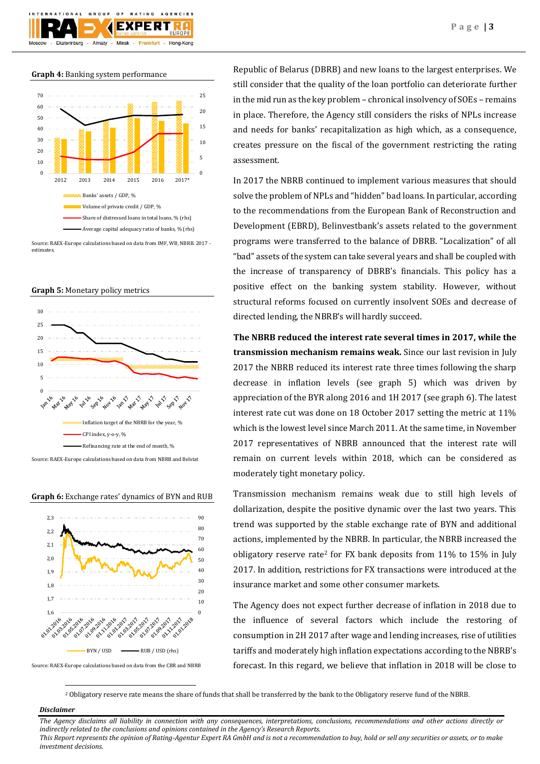**Graph 4:** Banking system performance

Source: RAEX-Europe calculations based on data from IMF, WB, NBRB. 2017 - estimates.

**Graph 5:** Monetary policy metrics

Source: RAEX-Europe calculations based on data from NBRB and Belstat

**Graph 6:** Exchange rates' dynamics of BYN and RUB

Source: RAEX-Europe calculations based on data from the CBR and NBRB

Republic of Belarus (DBRB) and new loans to the largest enterprises. We still consider that the quality of the loan portfolio can deteriorate further in the mid run as the key problem – chronical insolvency of SOEs – remains in place. Therefore, the Agency still considers the risks of NPLs increase and needs for banks' recapitalization as high which, as a consequence, creates pressure on the fiscal of the government restricting the rating assessment.

In 2017 the NBRB continued to implement various measures that should solve the problem of NPLs and "hidden" bad loans. In particular, according to the recommendations from the European Bank of Reconstruction and Development (EBRD), Belinvestbank's assets related to the government programs were transferred to the balance of DBRB. "Localization" of all "bad" assets of the system can take several years and shall be coupled with the increase of transparency of DBRB's financials. This policy has a positive effect on the banking system stability. However, without structural reforms focused on currently insolvent SOEs and decrease of directed lending, the NBRB's will hardly succeed.

**The NBRB reduced the interest rate several times in 2017, while the transmission mechanism remains weak.** Since our last revision in July 2017 the NBRB reduced its interest rate three times following the sharp decrease in inflation levels (see graph 5) which was driven by appreciation of the BYR along 2016 and 1H 2017 (see graph 6). The latest interest rate cut was done on 18 October 2017 setting the metric at 11% which is the lowest level since March 2011. At the same time, in November 2017 representatives of NBRB announced that the interest rate will remain on current levels within 2018, which can be considered as moderately tight monetary policy.

Transmission mechanism remains weak due to still high levels of dollarization, despite the positive dynamic over the last two years. This trend was supported by the stable exchange rate of BYN and additional actions, implemented by the NBRB. In particular, the NBRB increased the obligatory reserve rate[2] for FX bank deposits from 11% to 15% in July 2017. In addition, restrictions for FX transactions were introduced at the insurance market and some other consumer markets.

The Agency does not expect further decrease of inflation in 2018 due to the influence of several factors which include the restoring of consumption in 2H 2017 after wage and lending increases, rise of utilities tariffs and moderately high inflation expectations according to the NBRB's forecast. In this regard, we believe that inflation in 2018 will be close to

[2] Obligatory reserve rate means the share of funds that shall be transferred by the bank to the Obligatory reserve fund of the NBRB.

***Disclaimer***

*The Agency disclaims all liability in connection with any consequences, interpretations, conclusions, recommendations and other actions directly or indirectly related to the conclusions and opinions contained in the Agency's Research Reports.*
*This Report represents the opinion of Rating-Agentur Expert RA GmbH and is not a recommendation to buy, hold or sell any securities or assets, or to make investment decisions.*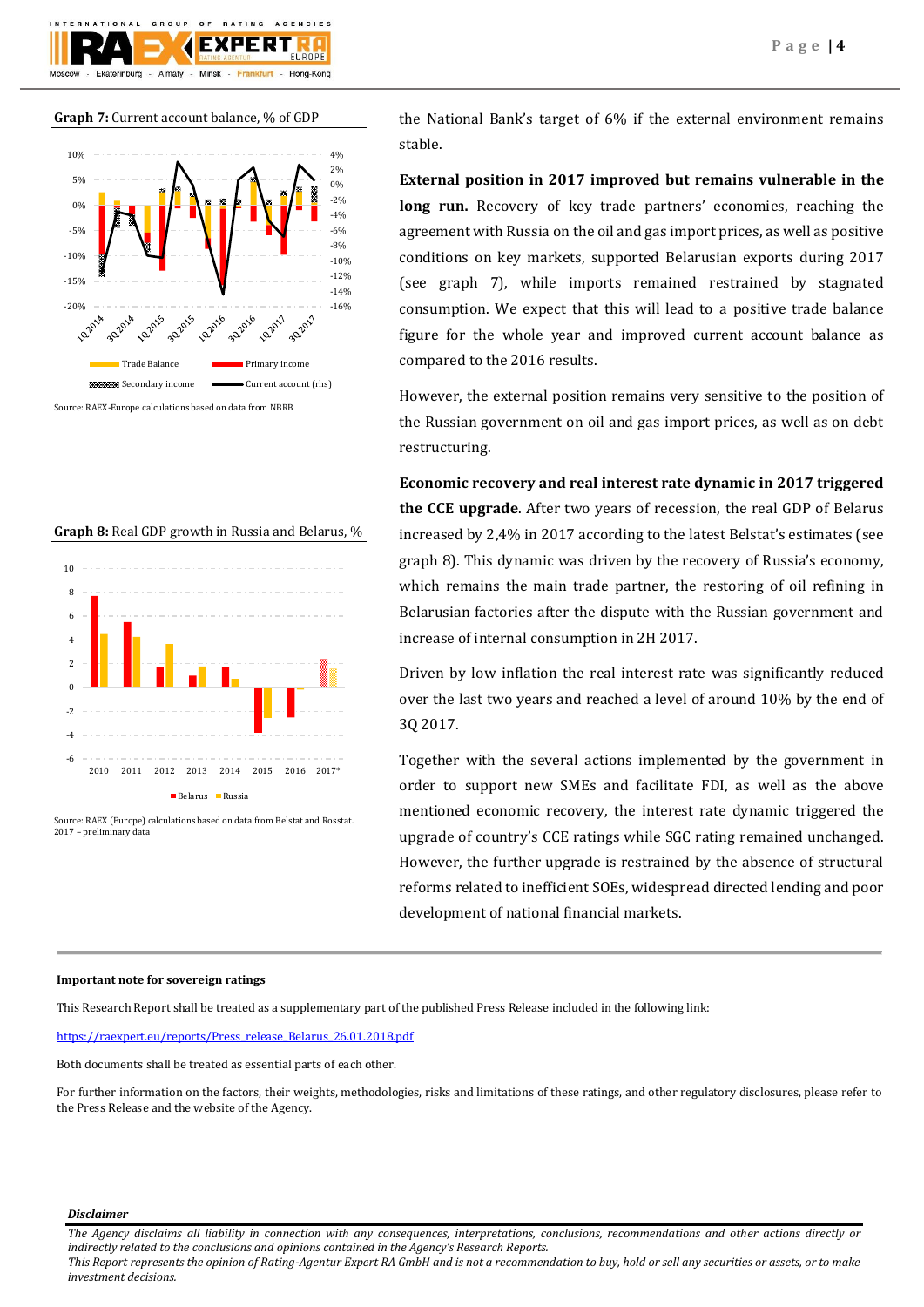**Graph 7:** Current account balance, % of GDP

10%
5%
0%
-5%
-10%
-15%
-20%

4%
2%
0%
-2%
-4%
-6%
-8%
-10%
-12%
-14%
-16%

1Q 2014
3Q 2014
1Q 2015
3Q 2015
1Q 2016
3Q 2016
1Q 2017
3Q 2017

Trade Balance
Primary income
Secondary income
Current account (rhs)

Source: RAEX-Europe calculations based on data from NBRB

**Graph 8:** Real GDP growth in Russia and Belarus, %

10
8
6
4
2
0
-2
-4
-6

2010
2011
2012
2013
2014
2015
2016
2017*

Belarus
Russia

Source: RAEX (Europe) calculations based on data from Belstat and Rosstat. 2017 – preliminary data

the National Bank's target of 6% if the external environment remains stable.

**External position in 2017 improved but remains vulnerable in the long run.** Recovery of key trade partners' economies, reaching the agreement with Russia on the oil and gas import prices, as well as positive conditions on key markets, supported Belarusian exports during 2017 (see graph 7), while imports remained restrained by stagnated consumption. We expect that this will lead to a positive trade balance figure for the whole year and improved current account balance as compared to the 2016 results.

However, the external position remains very sensitive to the position of the Russian government on oil and gas import prices, as well as on debt restructuring.

**Economic recovery and real interest rate dynamic in 2017 triggered the CCE upgrade**. After two years of recession, the real GDP of Belarus increased by 2,4% in 2017 according to the latest Belstat's estimates (see graph 8). This dynamic was driven by the recovery of Russia's economy, which remains the main trade partner, the restoring of oil refining in Belarusian factories after the dispute with the Russian government and increase of internal consumption in 2H 2017.

Driven by low inflation the real interest rate was significantly reduced over the last two years and reached a level of around 10% by the end of 3Q 2017.

Together with the several actions implemented by the government in order to support new SMEs and facilitate FDI, as well as the above mentioned economic recovery, the interest rate dynamic triggered the upgrade of country's CCE ratings while SGC rating remained unchanged. However, the further upgrade is restrained by the absence of structural reforms related to inefficient SOEs, widespread directed lending and poor development of national financial markets.

**Important note for sovereign ratings**

This Research Report shall be treated as a supplementary part of the published Press Release included in the following link:

https://raexpert.eu/reports/Press_release_Belarus_26.01.2018.pdf

Both documents shall be treated as essential parts of each other.

For further information on the factors, their weights, methodologies, risks and limitations of these ratings, and other regulatory disclosures, please refer to the Press Release and the website of the Agency.

***Disclaimer***

*The Agency disclaims all liability in connection with any consequences, interpretations, conclusions, recommendations and other actions directly or indirectly related to the conclusions and opinions contained in the Agency's Research Reports.*

*This Report represents the opinion of Rating-Agentur Expert RA GmbH and is not a recommendation to buy, hold or sell any securities or assets, or to make investment decisions.*